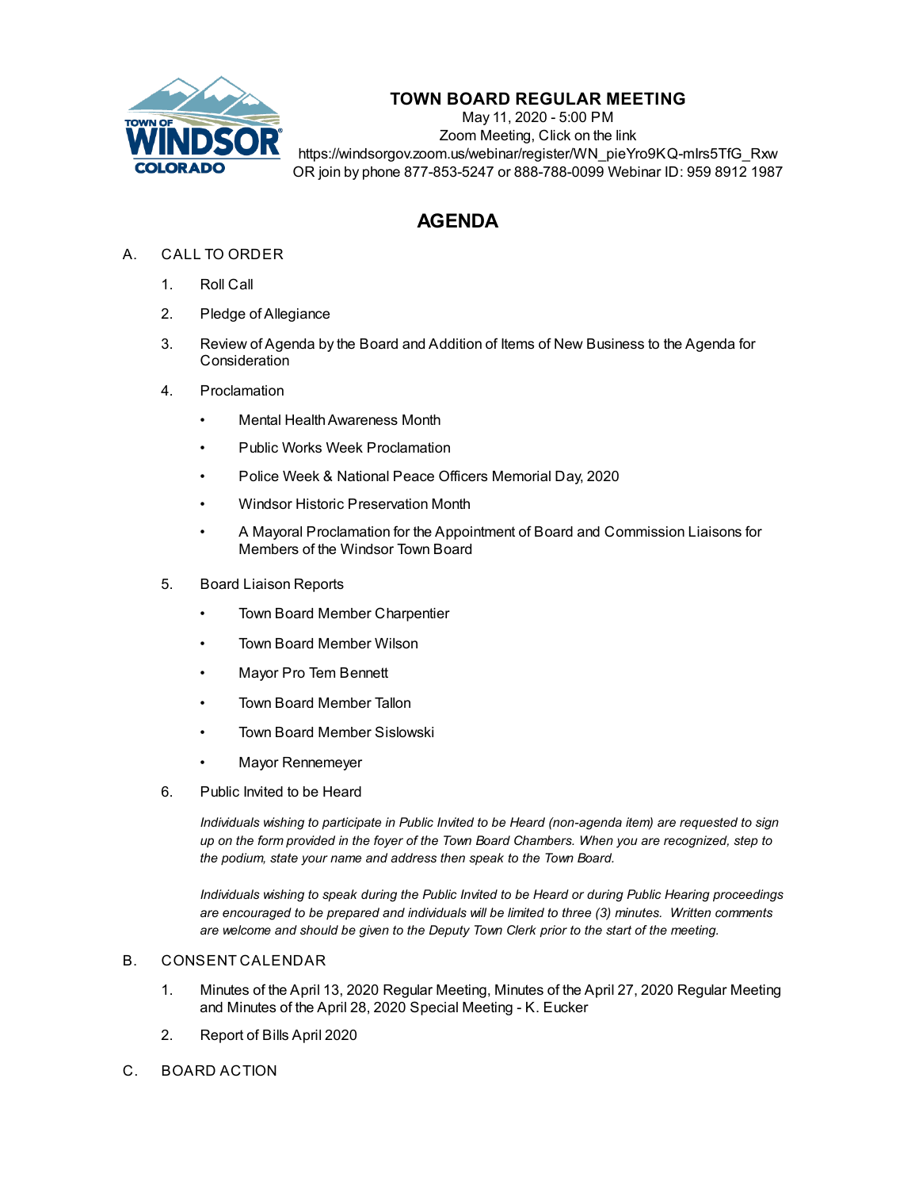# TOWN BOARD REGULAR MEETING

May 11, 2020 - 5:00 PM
Zoom Meeting, Click on the link
https://windsorgov.zoom.us/webinar/register/WN_pieYro9KQ-mIrs5TfG_Rxw
OR join by phone 877-853-5247 or 888-788-0099 Webinar ID: 959 8912 1987

## AGENDA

A. CALL TO ORDER

1. Roll Call
2. Pledge of Allegiance
3. Review of Agenda by the Board and Addition of Items of New Business to the Agenda for Consideration
4. Proclamation
   - Mental Health Awareness Month
   - Public Works Week Proclamation
   - Police Week & National Peace Officers Memorial Day, 2020
   - Windsor Historic Preservation Month
   - A Mayoral Proclamation for the Appointment of Board and Commission Liaisons for Members of the Windsor Town Board
5. Board Liaison Reports
   - Town Board Member Charpentier
   - Town Board Member Wilson
   - Mayor Pro Tem Bennett
   - Town Board Member Tallon
   - Town Board Member Sislowski
   - Mayor Rennemeyer
6. Public Invited to be Heard

   *Individuals wishing to participate in Public Invited to be Heard (non-agenda item) are requested to sign up on the form provided in the foyer of the Town Board Chambers. When you are recognized, step to the podium, state your name and address then speak to the Town Board.*

   *Individuals wishing to speak during the Public Invited to be Heard or during Public Hearing proceedings are encouraged to be prepared and individuals will be limited to three (3) minutes. Written comments are welcome and should be given to the Deputy Town Clerk prior to the start of the meeting.*

B. CONSENT CALENDAR

1. Minutes of the April 13, 2020 Regular Meeting, Minutes of the April 27, 2020 Regular Meeting and Minutes of the April 28, 2020 Special Meeting - K. Eucker
2. Report of Bills April 2020

C. BOARD ACTION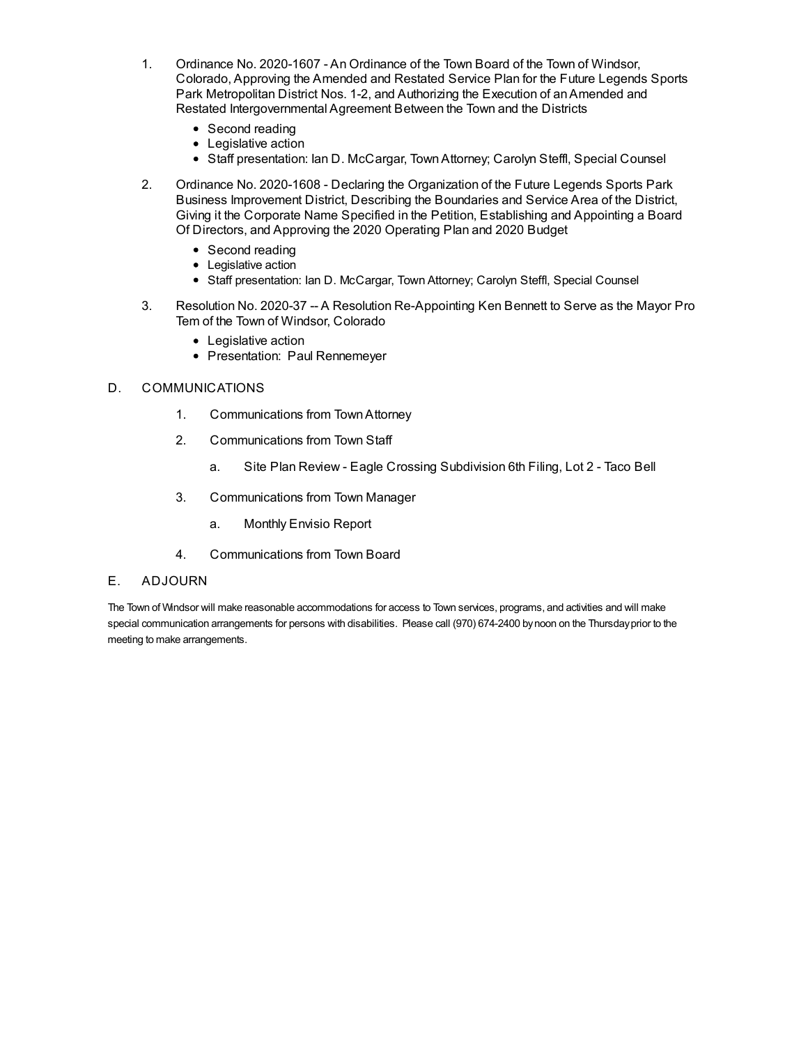1. Ordinance No. 2020-1607 - An Ordinance of the Town Board of the Town of Windsor, Colorado, Approving the Amended and Restated Service Plan for the Future Legends Sports Park Metropolitan District Nos. 1-2, and Authorizing the Execution of an Amended and Restated Intergovernmental Agreement Between the Town and the Districts
   - Second reading
   - Legislative action
   - Staff presentation: Ian D. McCargar, Town Attorney; Carolyn Steffl, Special Counsel

2. Ordinance No. 2020-1608 - Declaring the Organization of the Future Legends Sports Park Business Improvement District, Describing the Boundaries and Service Area of the District, Giving it the Corporate Name Specified in the Petition, Establishing and Appointing a Board Of Directors, and Approving the 2020 Operating Plan and 2020 Budget
   - Second reading
   - Legislative action
   - Staff presentation: Ian D. McCargar, Town Attorney; Carolyn Steffl, Special Counsel

3. Resolution No. 2020-37 -- A Resolution Re-Appointing Ken Bennett to Serve as the Mayor Pro Tem of the Town of Windsor, Colorado
   - Legislative action
   - Presentation: Paul Rennemeyer

D. COMMUNICATIONS

1. Communications from Town Attorney
2. Communications from Town Staff
   a. Site Plan Review - Eagle Crossing Subdivision 6th Filing, Lot 2 - Taco Bell
3. Communications from Town Manager
   a. Monthly Envisio Report
4. Communications from Town Board

E. ADJOURN

The Town of Windsor will make reasonable accommodations for access to Town services, programs, and activities and will make special communication arrangements for persons with disabilities. Please call (970) 674-2400 by noon on the Thursday prior to the meeting to make arrangements.